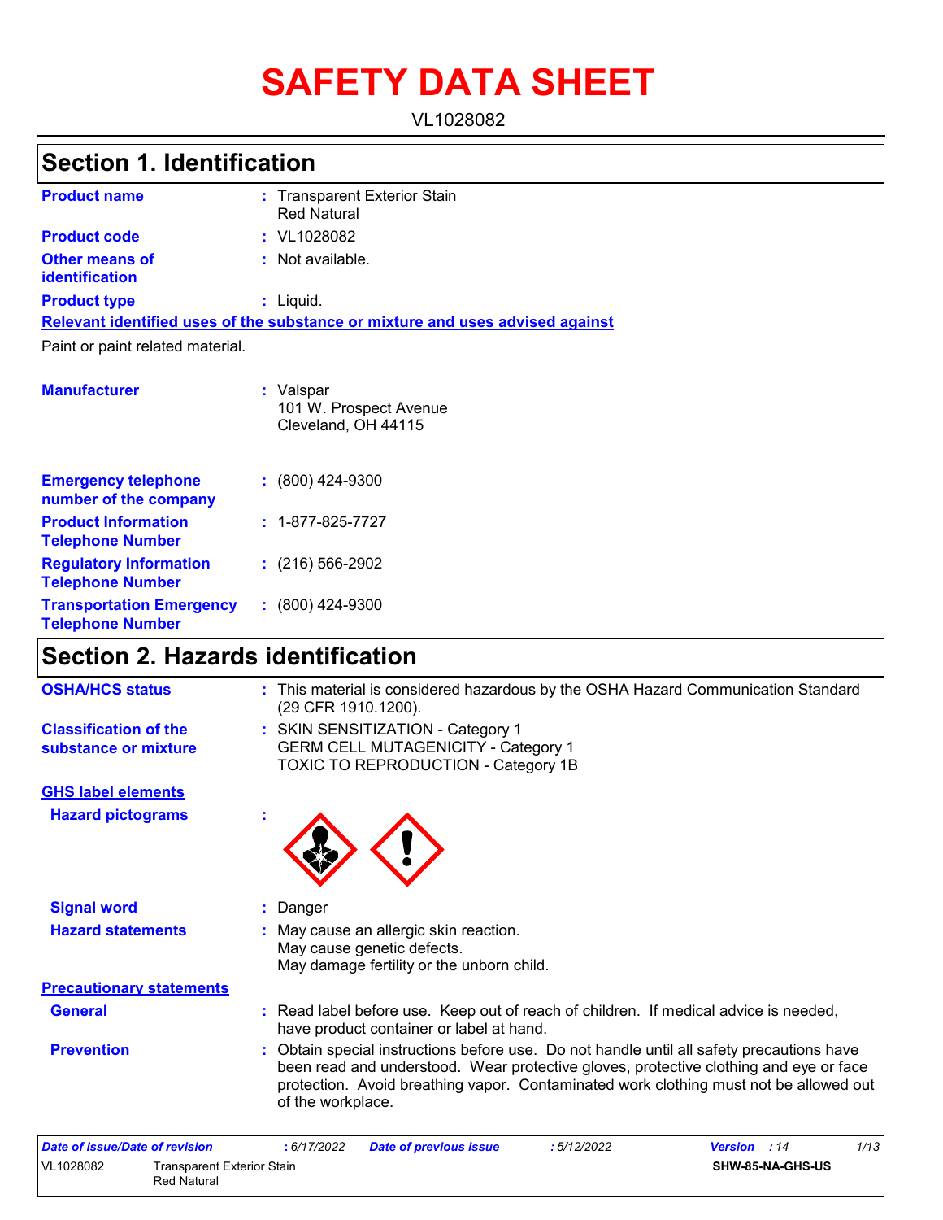# SAFETY DATA SHEET

VL1028082

## Section 1. Identification

| | | |
|---|---|---|
| **Product name** | : | Transparent Exterior Stain<br>Red Natural |
| **Product code** | : | VL1028082 |
| **Other means of identification** | : | Not available. |
| **Product type** | : | Liquid. |

**Relevant identified uses of the substance or mixture and uses advised against**

Paint or paint related material.

| | | |
|---|---|---|
| **Manufacturer** | : | Valspar<br>101 W. Prospect Avenue<br>Cleveland, OH 44115 |
| **Emergency telephone number of the company** | : | (800) 424-9300 |
| **Product Information Telephone Number** | : | 1-877-825-7727 |
| **Regulatory Information Telephone Number** | : | (216) 566-2902 |
| **Transportation Emergency Telephone Number** | : | (800) 424-9300 |

## Section 2. Hazards identification

| | | |
|---|---|---|
| **OSHA/HCS status** | : | This material is considered hazardous by the OSHA Hazard Communication Standard (29 CFR 1910.1200). |
| **Classification of the substance or mixture** | : | SKIN SENSITIZATION - Category 1<br>GERM CELL MUTAGENICITY - Category 1<br>TOXIC TO REPRODUCTION - Category 1B |

**GHS label elements**

| | | |
|---|---|---|
| **Hazard pictograms** | : | |
| **Signal word** | : | Danger |
| **Hazard statements** | : | May cause an allergic skin reaction.<br>May cause genetic defects.<br>May damage fertility or the unborn child. |

**Precautionary statements**

| | | |
|---|---|---|
| **General** | : | Read label before use. Keep out of reach of children. If medical advice is needed, have product container or label at hand. |
| **Prevention** | : | Obtain special instructions before use. Do not handle until all safety precautions have been read and understood. Wear protective gloves, protective clothing and eye or face protection. Avoid breathing vapor. Contaminated work clothing must not be allowed out of the workplace. |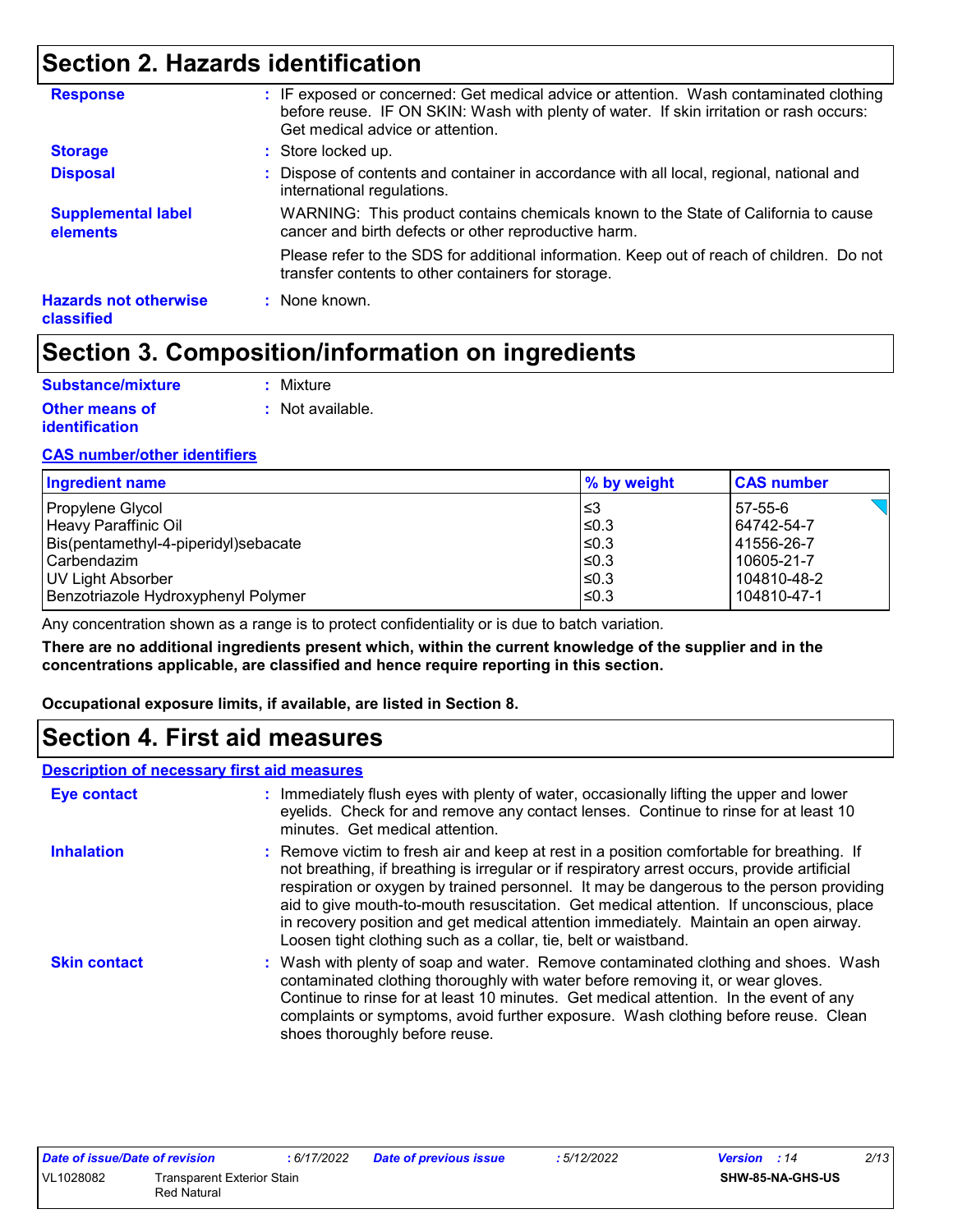## Section 2. Hazards identification

**Response** : IF exposed or concerned: Get medical advice or attention. Wash contaminated clothing before reuse. IF ON SKIN: Wash with plenty of water. If skin irritation or rash occurs: Get medical advice or attention.

**Storage** : Store locked up.

**Disposal** : Dispose of contents and container in accordance with all local, regional, national and international regulations.

**Supplemental label elements** WARNING: This product contains chemicals known to the State of California to cause cancer and birth defects or other reproductive harm.

Please refer to the SDS for additional information. Keep out of reach of children. Do not transfer contents to other containers for storage.

**Hazards not otherwise classified** : None known.

## Section 3. Composition/information on ingredients

**Substance/mixture** : Mixture

**Other means of identification** : Not available.

**CAS number/other identifiers**

| Ingredient name | % by weight | CAS number |
|---|---|---|
| Propylene Glycol | ≤3 | 57-55-6 |
| Heavy Paraffinic Oil | ≤0.3 | 64742-54-7 |
| Bis(pentamethyl-4-piperidyl)sebacate | ≤0.3 | 41556-26-7 |
| Carbendazim | ≤0.3 | 10605-21-7 |
| UV Light Absorber | ≤0.3 | 104810-48-2 |
| Benzotriazole Hydroxyphenyl Polymer | ≤0.3 | 104810-47-1 |

Any concentration shown as a range is to protect confidentiality or is due to batch variation.

**There are no additional ingredients present which, within the current knowledge of the supplier and in the concentrations applicable, are classified and hence require reporting in this section.**

**Occupational exposure limits, if available, are listed in Section 8.**

## Section 4. First aid measures

**Description of necessary first aid measures**

**Eye contact** : Immediately flush eyes with plenty of water, occasionally lifting the upper and lower eyelids. Check for and remove any contact lenses. Continue to rinse for at least 10 minutes. Get medical attention.

**Inhalation** : Remove victim to fresh air and keep at rest in a position comfortable for breathing. If not breathing, if breathing is irregular or if respiratory arrest occurs, provide artificial respiration or oxygen by trained personnel. It may be dangerous to the person providing aid to give mouth-to-mouth resuscitation. Get medical attention. If unconscious, place in recovery position and get medical attention immediately. Maintain an open airway. Loosen tight clothing such as a collar, tie, belt or waistband.

**Skin contact** : Wash with plenty of soap and water. Remove contaminated clothing and shoes. Wash contaminated clothing thoroughly with water before removing it, or wear gloves. Continue to rinse for at least 10 minutes. Get medical attention. In the event of any complaints or symptoms, avoid further exposure. Wash clothing before reuse. Clean shoes thoroughly before reuse.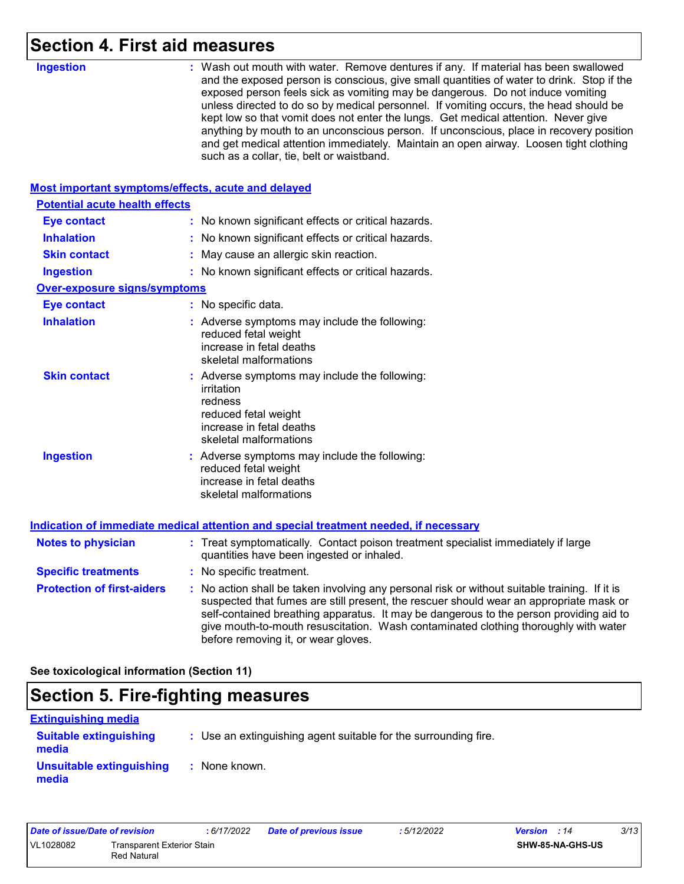# Section 4. First aid measures

**Ingestion** : Wash out mouth with water. Remove dentures if any. If material has been swallowed and the exposed person is conscious, give small quantities of water to drink. Stop if the exposed person feels sick as vomiting may be dangerous. Do not induce vomiting unless directed to do so by medical personnel. If vomiting occurs, the head should be kept low so that vomit does not enter the lungs. Get medical attention. Never give anything by mouth to an unconscious person. If unconscious, place in recovery position and get medical attention immediately. Maintain an open airway. Loosen tight clothing such as a collar, tie, belt or waistband.

## Most important symptoms/effects, acute and delayed

### Potential acute health effects

**Eye contact** : No known significant effects or critical hazards.

**Inhalation** : No known significant effects or critical hazards.

**Skin contact** : May cause an allergic skin reaction.

**Ingestion** : No known significant effects or critical hazards.

### Over-exposure signs/symptoms

**Eye contact** : No specific data.

**Inhalation** : Adverse symptoms may include the following:
reduced fetal weight
increase in fetal deaths
skeletal malformations

**Skin contact** : Adverse symptoms may include the following:
irritation
redness
reduced fetal weight
increase in fetal deaths
skeletal malformations

**Ingestion** : Adverse symptoms may include the following:
reduced fetal weight
increase in fetal deaths
skeletal malformations

## Indication of immediate medical attention and special treatment needed, if necessary

**Notes to physician** : Treat symptomatically. Contact poison treatment specialist immediately if large quantities have been ingested or inhaled.

**Specific treatments** : No specific treatment.

**Protection of first-aiders** : No action shall be taken involving any personal risk or without suitable training. If it is suspected that fumes are still present, the rescuer should wear an appropriate mask or self-contained breathing apparatus. It may be dangerous to the person providing aid to give mouth-to-mouth resuscitation. Wash contaminated clothing thoroughly with water before removing it, or wear gloves.

**See toxicological information (Section 11)**

# Section 5. Fire-fighting measures

## Extinguishing media

**Suitable extinguishing media** : Use an extinguishing agent suitable for the surrounding fire.

**Unsuitable extinguishing media** : None known.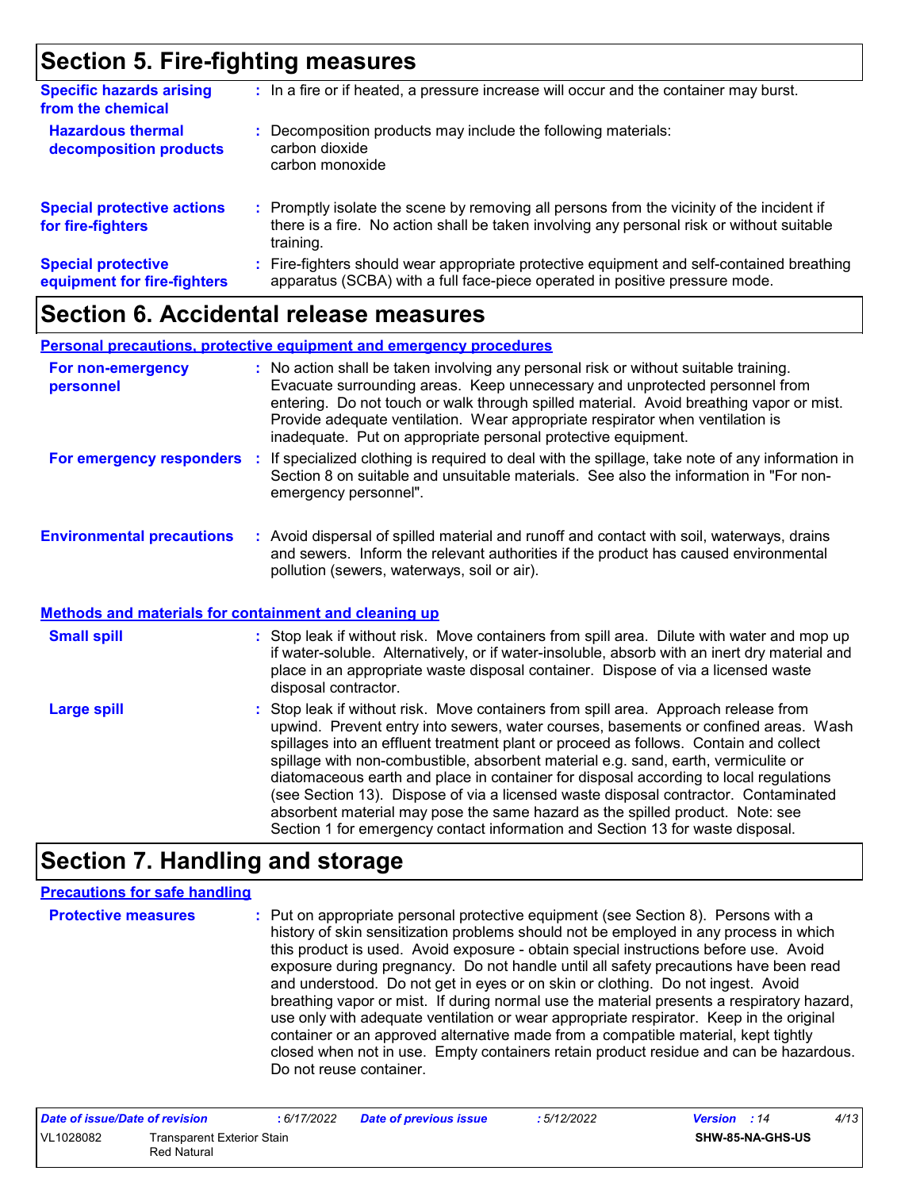## Section 5. Fire-fighting measures

**Specific hazards arising from the chemical** : In a fire or if heated, a pressure increase will occur and the container may burst.

**Hazardous thermal decomposition products** : Decomposition products may include the following materials:
carbon dioxide
carbon monoxide

**Special protective actions for fire-fighters** : Promptly isolate the scene by removing all persons from the vicinity of the incident if there is a fire. No action shall be taken involving any personal risk or without suitable training.

**Special protective equipment for fire-fighters** : Fire-fighters should wear appropriate protective equipment and self-contained breathing apparatus (SCBA) with a full face-piece operated in positive pressure mode.

## Section 6. Accidental release measures

**Personal precautions, protective equipment and emergency procedures**

**For non-emergency personnel** : No action shall be taken involving any personal risk or without suitable training. Evacuate surrounding areas. Keep unnecessary and unprotected personnel from entering. Do not touch or walk through spilled material. Avoid breathing vapor or mist. Provide adequate ventilation. Wear appropriate respirator when ventilation is inadequate. Put on appropriate personal protective equipment.

**For emergency responders** : If specialized clothing is required to deal with the spillage, take note of any information in Section 8 on suitable and unsuitable materials. See also the information in "For non-emergency personnel".

**Environmental precautions** : Avoid dispersal of spilled material and runoff and contact with soil, waterways, drains and sewers. Inform the relevant authorities if the product has caused environmental pollution (sewers, waterways, soil or air).

**Methods and materials for containment and cleaning up**

**Small spill** : Stop leak if without risk. Move containers from spill area. Dilute with water and mop up if water-soluble. Alternatively, or if water-insoluble, absorb with an inert dry material and place in an appropriate waste disposal container. Dispose of via a licensed waste disposal contractor.

**Large spill** : Stop leak if without risk. Move containers from spill area. Approach release from upwind. Prevent entry into sewers, water courses, basements or confined areas. Wash spillages into an effluent treatment plant or proceed as follows. Contain and collect spillage with non-combustible, absorbent material e.g. sand, earth, vermiculite or diatomaceous earth and place in container for disposal according to local regulations (see Section 13). Dispose of via a licensed waste disposal contractor. Contaminated absorbent material may pose the same hazard as the spilled product. Note: see Section 1 for emergency contact information and Section 13 for waste disposal.

## Section 7. Handling and storage

**Precautions for safe handling**

**Protective measures** : Put on appropriate personal protective equipment (see Section 8). Persons with a history of skin sensitization problems should not be employed in any process in which this product is used. Avoid exposure - obtain special instructions before use. Avoid exposure during pregnancy. Do not handle until all safety precautions have been read and understood. Do not get in eyes or on skin or clothing. Do not ingest. Avoid breathing vapor or mist. If during normal use the material presents a respiratory hazard, use only with adequate ventilation or wear appropriate respirator. Keep in the original container or an approved alternative made from a compatible material, kept tightly closed when not in use. Empty containers retain product residue and can be hazardous. Do not reuse container.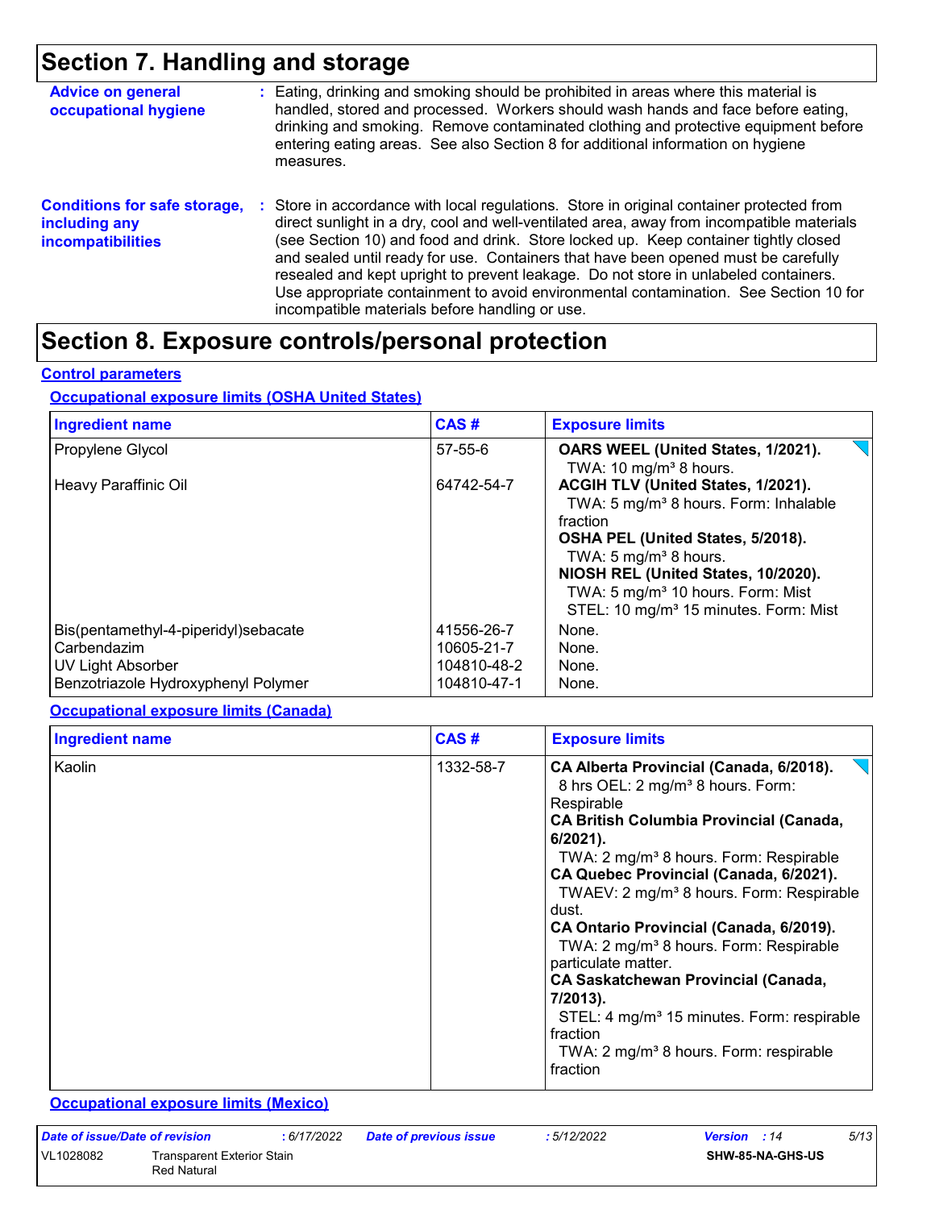# Section 7. Handling and storage

**Advice on general occupational hygiene** : Eating, drinking and smoking should be prohibited in areas where this material is handled, stored and processed. Workers should wash hands and face before eating, drinking and smoking. Remove contaminated clothing and protective equipment before entering eating areas. See also Section 8 for additional information on hygiene measures.

**Conditions for safe storage, including any incompatibilities** : Store in accordance with local regulations. Store in original container protected from direct sunlight in a dry, cool and well-ventilated area, away from incompatible materials (see Section 10) and food and drink. Store locked up. Keep container tightly closed and sealed until ready for use. Containers that have been opened must be carefully resealed and kept upright to prevent leakage. Do not store in unlabeled containers. Use appropriate containment to avoid environmental contamination. See Section 10 for incompatible materials before handling or use.

# Section 8. Exposure controls/personal protection

## Control parameters

### Occupational exposure limits (OSHA United States)

| Ingredient name | CAS # | Exposure limits |
|---|---|---|
| Propylene Glycol | 57-55-6 | **OARS WEEL (United States, 1/2021).** TWA: 10 mg/m³ 8 hours. |
| Heavy Paraffinic Oil | 64742-54-7 | **ACGIH TLV (United States, 1/2021).** TWA: 5 mg/m³ 8 hours. Form: Inhalable fraction **OSHA PEL (United States, 5/2018).** TWA: 5 mg/m³ 8 hours. **NIOSH REL (United States, 10/2020).** TWA: 5 mg/m³ 10 hours. Form: Mist STEL: 10 mg/m³ 15 minutes. Form: Mist |
| Bis(pentamethyl-4-piperidyl)sebacate | 41556-26-7 | None. |
| Carbendazim | 10605-21-7 | None. |
| UV Light Absorber | 104810-48-2 | None. |
| Benzotriazole Hydroxyphenyl Polymer | 104810-47-1 | None. |

### Occupational exposure limits (Canada)

| Ingredient name | CAS # | Exposure limits |
|---|---|---|
| Kaolin | 1332-58-7 | **CA Alberta Provincial (Canada, 6/2018).** 8 hrs OEL: 2 mg/m³ 8 hours. Form: Respirable **CA British Columbia Provincial (Canada, 6/2021).** TWA: 2 mg/m³ 8 hours. Form: Respirable **CA Quebec Provincial (Canada, 6/2021).** TWAEV: 2 mg/m³ 8 hours. Form: Respirable dust. **CA Ontario Provincial (Canada, 6/2019).** TWA: 2 mg/m³ 8 hours. Form: Respirable particulate matter. **CA Saskatchewan Provincial (Canada, 7/2013).** STEL: 4 mg/m³ 15 minutes. Form: respirable fraction TWA: 2 mg/m³ 8 hours. Form: respirable fraction |

### Occupational exposure limits (Mexico)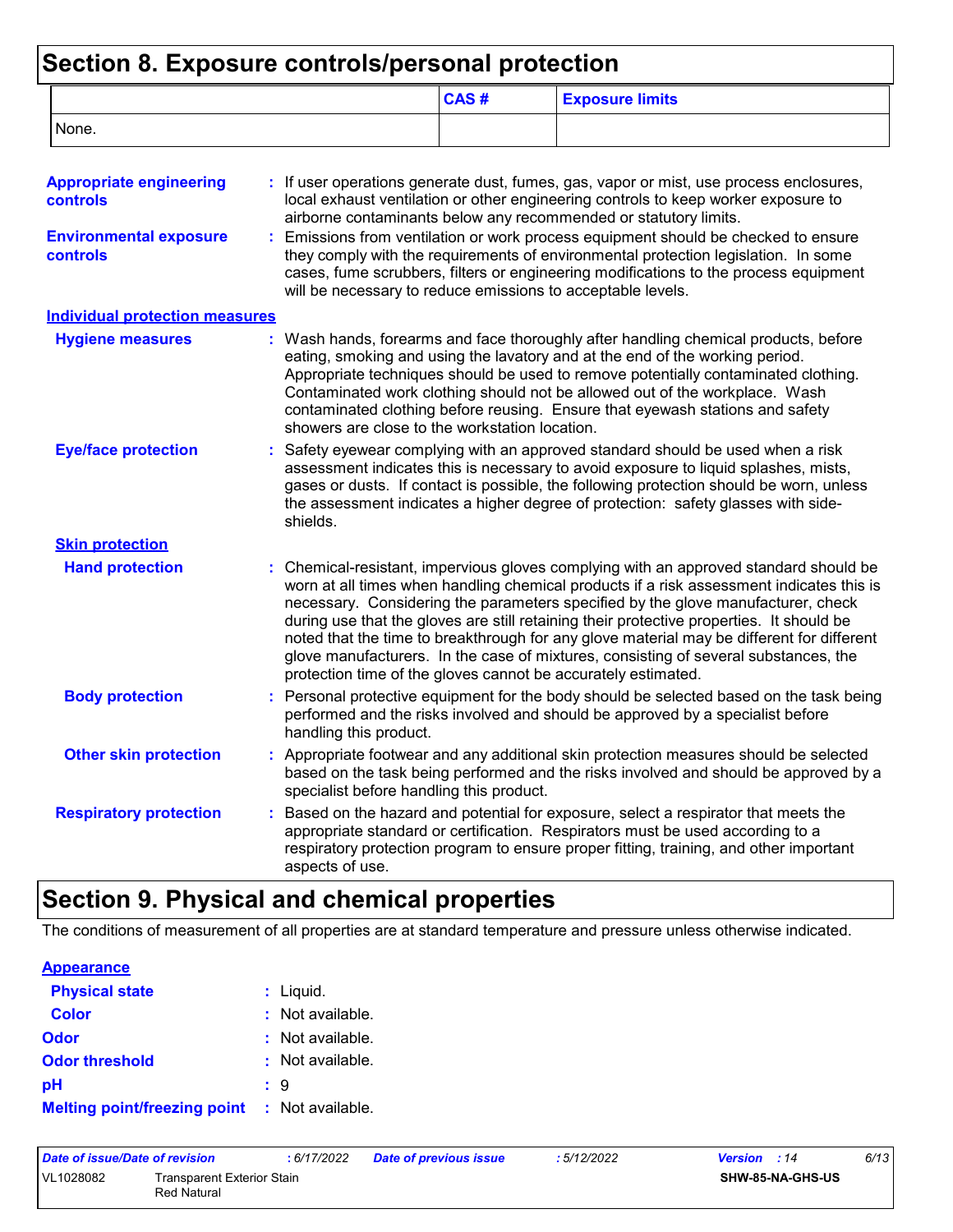# Section 8. Exposure controls/personal protection

| | CAS # | Exposure limits |
|---|---|---|
| None. | | |

**Appropriate engineering controls** : If user operations generate dust, fumes, gas, vapor or mist, use process enclosures, local exhaust ventilation or other engineering controls to keep worker exposure to airborne contaminants below any recommended or statutory limits.

**Environmental exposure controls** : Emissions from ventilation or work process equipment should be checked to ensure they comply with the requirements of environmental protection legislation. In some cases, fume scrubbers, filters or engineering modifications to the process equipment will be necessary to reduce emissions to acceptable levels.

## Individual protection measures

**Hygiene measures** : Wash hands, forearms and face thoroughly after handling chemical products, before eating, smoking and using the lavatory and at the end of the working period. Appropriate techniques should be used to remove potentially contaminated clothing. Contaminated work clothing should not be allowed out of the workplace. Wash contaminated clothing before reusing. Ensure that eyewash stations and safety showers are close to the workstation location.

**Eye/face protection** : Safety eyewear complying with an approved standard should be used when a risk assessment indicates this is necessary to avoid exposure to liquid splashes, mists, gases or dusts. If contact is possible, the following protection should be worn, unless the assessment indicates a higher degree of protection: safety glasses with side-shields.

### Skin protection

**Hand protection** : Chemical-resistant, impervious gloves complying with an approved standard should be worn at all times when handling chemical products if a risk assessment indicates this is necessary. Considering the parameters specified by the glove manufacturer, check during use that the gloves are still retaining their protective properties. It should be noted that the time to breakthrough for any glove material may be different for different glove manufacturers. In the case of mixtures, consisting of several substances, the protection time of the gloves cannot be accurately estimated.

**Body protection** : Personal protective equipment for the body should be selected based on the task being performed and the risks involved and should be approved by a specialist before handling this product.

**Other skin protection** : Appropriate footwear and any additional skin protection measures should be selected based on the task being performed and the risks involved and should be approved by a specialist before handling this product.

**Respiratory protection** : Based on the hazard and potential for exposure, select a respirator that meets the appropriate standard or certification. Respirators must be used according to a respiratory protection program to ensure proper fitting, training, and other important aspects of use.

# Section 9. Physical and chemical properties

The conditions of measurement of all properties are at standard temperature and pressure unless otherwise indicated.

## Appearance

**Physical state** : Liquid.

**Color** : Not available.

**Odor** : Not available.

**Odor threshold** : Not available.

**pH** : 9

**Melting point/freezing point** : Not available.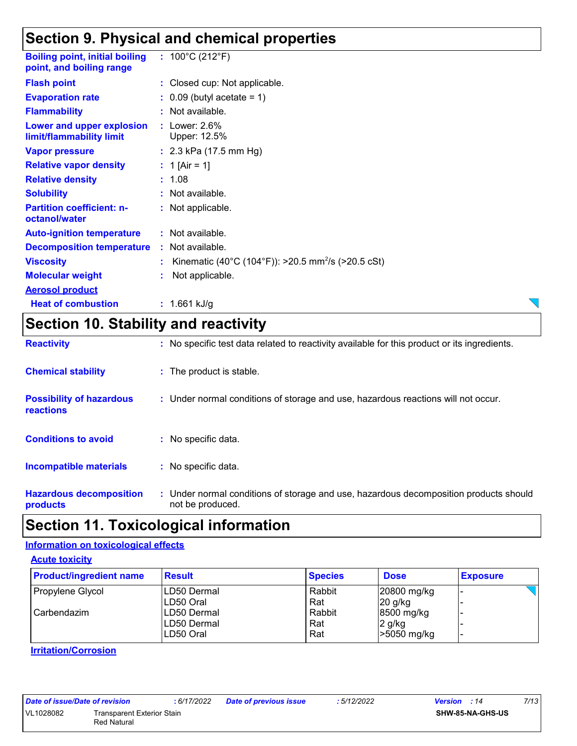## Section 9. Physical and chemical properties

**Boiling point, initial boiling point, and boiling range** : 100°C (212°F)

**Flash point** : Closed cup: Not applicable.

**Evaporation rate** : 0.09 (butyl acetate = 1)

**Flammability** : Not available.

**Lower and upper explosion limit/flammability limit** : Lower: 2.6%
Upper: 12.5%

**Vapor pressure** : 2.3 kPa (17.5 mm Hg)

**Relative vapor density** : 1 [Air = 1]

**Relative density** : 1.08

**Solubility** : Not available.

**Partition coefficient: n-octanol/water** : Not applicable.

**Auto-ignition temperature** : Not available.

**Decomposition temperature** : Not available.

**Viscosity** : Kinematic (40°C (104°F)): >20.5 $mm^2/s$ (>20.5 cSt)

**Molecular weight** : Not applicable.

**Aerosol product**

**Heat of combustion** : 1.661 kJ/g

## Section 10. Stability and reactivity

**Reactivity** : No specific test data related to reactivity available for this product or its ingredients.

**Chemical stability** : The product is stable.

**Possibility of hazardous reactions** : Under normal conditions of storage and use, hazardous reactions will not occur.

**Conditions to avoid** : No specific data.

**Incompatible materials** : No specific data.

**Hazardous decomposition products** : Under normal conditions of storage and use, hazardous decomposition products should not be produced.

## Section 11. Toxicological information

### Information on toxicological effects

#### Acute toxicity

| Product/ingredient name | Result | Species | Dose | Exposure |
|---|---|---|---|---|
| Propylene Glycol | LD50 Dermal | Rabbit | 20800 mg/kg | - |
| | LD50 Oral | Rat | 20 g/kg | - |
| Carbendazim | LD50 Dermal | Rabbit | 8500 mg/kg | - |
| | LD50 Dermal | Rat | 2 g/kg | - |
| | LD50 Oral | Rat | >5050 mg/kg | - |

#### Irritation/Corrosion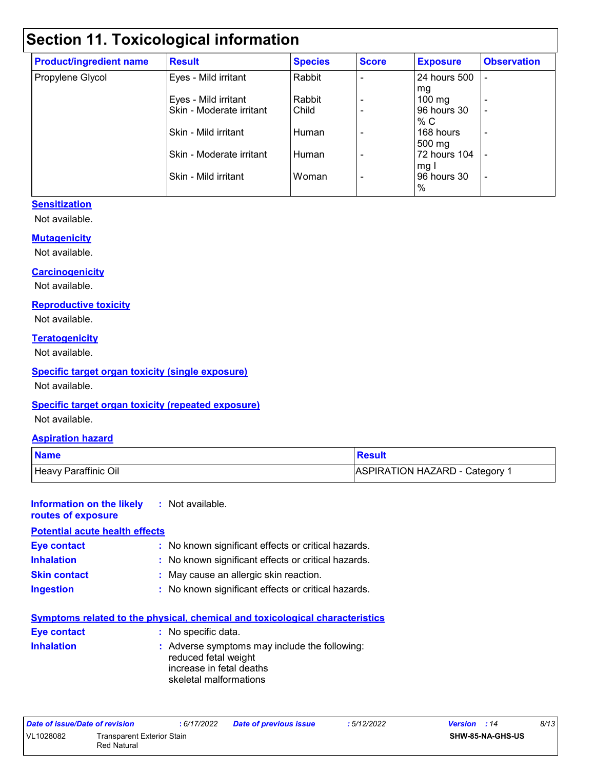# Section 11. Toxicological information

| Product/ingredient name | Result | Species | Score | Exposure | Observation |
|---|---|---|---|---|---|
| Propylene Glycol | Eyes - Mild irritant | Rabbit | - | 24 hours 500 mg | - |
| | Eyes - Mild irritant | Rabbit | - | 100 mg | - |
| | Skin - Moderate irritant | Child | - | 96 hours 30 % C | - |
| | Skin - Mild irritant | Human | - | 168 hours 500 mg | - |
| | Skin - Moderate irritant | Human | - | 72 hours 104 mg I | - |
| | Skin - Mild irritant | Woman | - | 96 hours 30 % | - |

**Sensitization**

Not available.

**Mutagenicity**

Not available.

**Carcinogenicity**

Not available.

**Reproductive toxicity**

Not available.

**Teratogenicity**

Not available.

**Specific target organ toxicity (single exposure)**

Not available.

**Specific target organ toxicity (repeated exposure)**

Not available.

**Aspiration hazard**

| Name | Result |
|---|---|
| Heavy Paraffinic Oil | ASPIRATION HAZARD - Category 1 |

**Information on the likely routes of exposure** : Not available.

**Potential acute health effects**

**Eye contact** : No known significant effects or critical hazards.

**Inhalation** : No known significant effects or critical hazards.

**Skin contact** : May cause an allergic skin reaction.

**Ingestion** : No known significant effects or critical hazards.

**Symptoms related to the physical, chemical and toxicological characteristics**

**Eye contact** : No specific data.

**Inhalation** : Adverse symptoms may include the following:
reduced fetal weight
increase in fetal deaths
skeletal malformations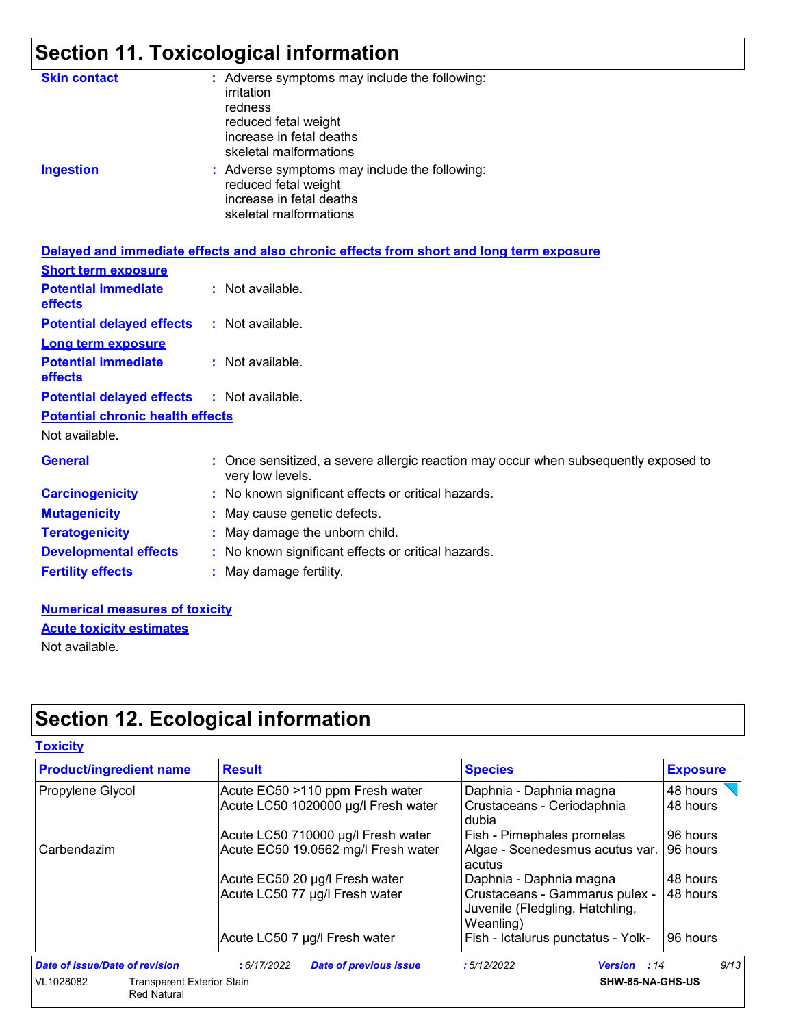## Section 11. Toxicological information

**Skin contact** : Adverse symptoms may include the following:
irritation
redness
reduced fetal weight
increase in fetal deaths
skeletal malformations

**Ingestion** : Adverse symptoms may include the following:
reduced fetal weight
increase in fetal deaths
skeletal malformations

**Delayed and immediate effects and also chronic effects from short and long term exposure**

**Short term exposure**

**Potential immediate effects** : Not available.

**Potential delayed effects** : Not available.

**Long term exposure**

**Potential immediate effects** : Not available.

**Potential delayed effects** : Not available.

**Potential chronic health effects**

Not available.

**General** : Once sensitized, a severe allergic reaction may occur when subsequently exposed to very low levels.

**Carcinogenicity** : No known significant effects or critical hazards.

**Mutagenicity** : May cause genetic defects.

**Teratogenicity** : May damage the unborn child.

**Developmental effects** : No known significant effects or critical hazards.

**Fertility effects** : May damage fertility.

**Numerical measures of toxicity**

**Acute toxicity estimates**

Not available.

## Section 12. Ecological information

**Toxicity**

| Product/ingredient name | Result | Species | Exposure |
|---|---|---|---|
| Propylene Glycol | Acute EC50 >110 ppm Fresh water | Daphnia - Daphnia magna | 48 hours |
| | Acute LC50 1020000 µg/l Fresh water | Crustaceans - Ceriodaphnia dubia | 48 hours |
| | Acute LC50 710000 µg/l Fresh water | Fish - Pimephales promelas | 96 hours |
| Carbendazim | Acute EC50 19.0562 mg/l Fresh water | Algae - Scenedesmus acutus var. acutus | 96 hours |
| | Acute EC50 20 µg/l Fresh water | Daphnia - Daphnia magna | 48 hours |
| | Acute LC50 77 µg/l Fresh water | Crustaceans - Gammarus pulex - Juvenile (Fledgling, Hatchling, Weanling) | 48 hours |
| | Acute LC50 7 µg/l Fresh water | Fish - Ictalurus punctatus - Yolk- | 96 hours |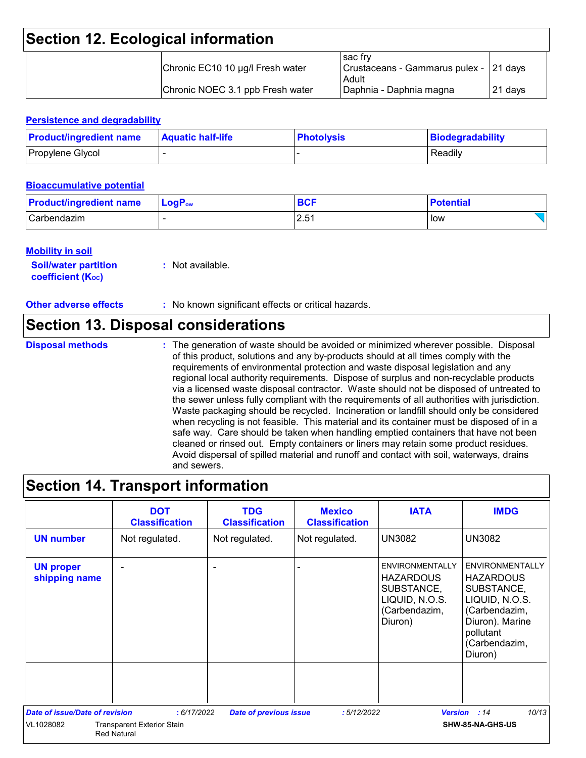## Section 12. Ecological information

| | | | |
|---|---|---|---|
| | | sac fry | |
| | Chronic EC10 10 µg/l Fresh water | Crustaceans - Gammarus pulex - Adult | 21 days |
| | Chronic NOEC 3.1 ppb Fresh water | Daphnia - Daphnia magna | 21 days |

**Persistence and degradability**

| Product/ingredient name | Aquatic half-life | Photolysis | Biodegradability |
|---|---|---|---|
| Propylene Glycol | - | - | Readily |

**Bioaccumulative potential**

| Product/ingredient name | $LogP_{ow}$ | BCF | Potential |
|---|---|---|---|
| Carbendazim | - | 2.51 | low |

**Mobility in soil**

**Soil/water partition coefficient ($K_{OC}$)** : Not available.

**Other adverse effects** : No known significant effects or critical hazards.

## Section 13. Disposal considerations

**Disposal methods** : The generation of waste should be avoided or minimized wherever possible. Disposal of this product, solutions and any by-products should at all times comply with the requirements of environmental protection and waste disposal legislation and any regional local authority requirements. Dispose of surplus and non-recyclable products via a licensed waste disposal contractor. Waste should not be disposed of untreated to the sewer unless fully compliant with the requirements of all authorities with jurisdiction. Waste packaging should be recycled. Incineration or landfill should only be considered when recycling is not feasible. This material and its container must be disposed of in a safe way. Care should be taken when handling emptied containers that have not been cleaned or rinsed out. Empty containers or liners may retain some product residues. Avoid dispersal of spilled material and runoff and contact with soil, waterways, drains and sewers.

## Section 14. Transport information

| | DOT Classification | TDG Classification | Mexico Classification | IATA | IMDG |
|---|---|---|---|---|---|
| **UN number** | Not regulated. | Not regulated. | Not regulated. | UN3082 | UN3082 |
| **UN proper shipping name** | - | - | - | ENVIRONMENTALLY HAZARDOUS SUBSTANCE, LIQUID, N.O.S. (Carbendazim, Diuron) | ENVIRONMENTALLY HAZARDOUS SUBSTANCE, LIQUID, N.O.S. (Carbendazim, Diuron). Marine pollutant (Carbendazim, Diuron) |
| | | | | | |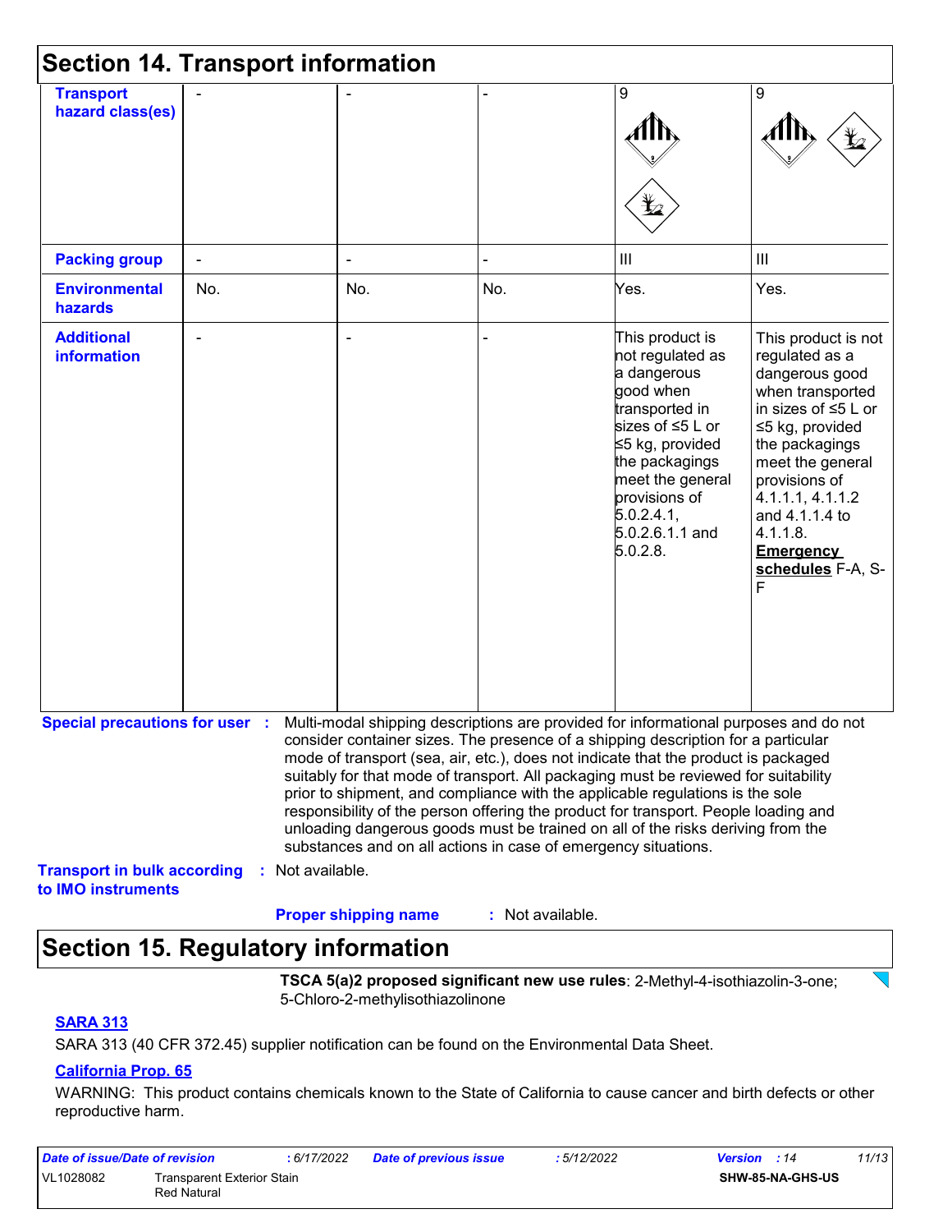## Section 14. Transport information

| | | | | | |
|---|---|---|---|---|---|
| **Transport hazard class(es)** | - | - | - | 9 | 9 |
| **Packing group** | - | - | - | III | III |
| **Environmental hazards** | No. | No. | No. | Yes. | Yes. |
| **Additional information** | - | - | - | This product is not regulated as a dangerous good when transported in sizes of ≤5 L or ≤5 kg, provided the packagings meet the general provisions of 5.0.2.4.1, 5.0.2.6.1.1 and 5.0.2.8. | This product is not regulated as a dangerous good when transported in sizes of ≤5 L or ≤5 kg, provided the packagings meet the general provisions of 4.1.1.1, 4.1.1.2 and 4.1.1.4 to 4.1.1.8. **Emergency schedules** F-A, S-F |

**Special precautions for user** : Multi-modal shipping descriptions are provided for informational purposes and do not consider container sizes. The presence of a shipping description for a particular mode of transport (sea, air, etc.), does not indicate that the product is packaged suitably for that mode of transport. All packaging must be reviewed for suitability prior to shipment, and compliance with the applicable regulations is the sole responsibility of the person offering the product for transport. People loading and unloading dangerous goods must be trained on all of the risks deriving from the substances and on all actions in case of emergency situations.

**Transport in bulk according to IMO instruments** : Not available.

**Proper shipping name** : Not available.

## Section 15. Regulatory information

**TSCA 5(a)2 proposed significant new use rules**: 2-Methyl-4-isothiazolin-3-one; 5-Chloro-2-methylisothiazolinone

**SARA 313**

SARA 313 (40 CFR 372.45) supplier notification can be found on the Environmental Data Sheet.

**California Prop. 65**

WARNING: This product contains chemicals known to the State of California to cause cancer and birth defects or other reproductive harm.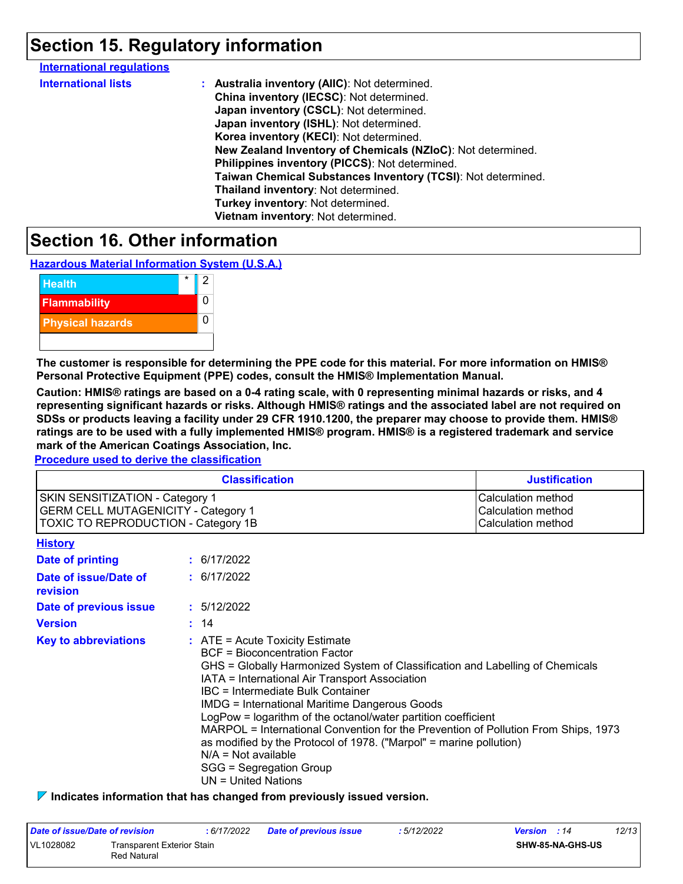# Section 15. Regulatory information

**International regulations**

**International lists** : **Australia inventory (AIIC)**: Not determined.
**China inventory (IECSC)**: Not determined.
**Japan inventory (CSCL)**: Not determined.
**Japan inventory (ISHL)**: Not determined.
**Korea inventory (KECI)**: Not determined.
**New Zealand Inventory of Chemicals (NZIoC)**: Not determined.
**Philippines inventory (PICCS)**: Not determined.
**Taiwan Chemical Substances Inventory (TCSI)**: Not determined.
**Thailand inventory**: Not determined.
**Turkey inventory**: Not determined.
**Vietnam inventory**: Not determined.

# Section 16. Other information

**Hazardous Material Information System (U.S.A.)**

| | | |
|---|---|---|
| Health | * | 2 |
| Flammability | | 0 |
| Physical hazards | | 0 |
| | | |

**The customer is responsible for determining the PPE code for this material. For more information on HMIS® Personal Protective Equipment (PPE) codes, consult the HMIS® Implementation Manual.**

**Caution: HMIS® ratings are based on a 0-4 rating scale, with 0 representing minimal hazards or risks, and 4 representing significant hazards or risks. Although HMIS® ratings and the associated label are not required on SDSs or products leaving a facility under 29 CFR 1910.1200, the preparer may choose to provide them. HMIS® ratings are to be used with a fully implemented HMIS® program. HMIS® is a registered trademark and service mark of the American Coatings Association, Inc.**

**Procedure used to derive the classification**

| Classification | Justification |
|---|---|
| SKIN SENSITIZATION - Category 1 | Calculation method |
| GERM CELL MUTAGENICITY - Category 1 | Calculation method |
| TOXIC TO REPRODUCTION - Category 1B | Calculation method |

**History**

**Date of printing** : 6/17/2022

**Date of issue/Date of revision** : 6/17/2022

**Date of previous issue** : 5/12/2022

**Version** : 14

**Key to abbreviations** : ATE = Acute Toxicity Estimate
BCF = Bioconcentration Factor
GHS = Globally Harmonized System of Classification and Labelling of Chemicals
IATA = International Air Transport Association
IBC = Intermediate Bulk Container
IMDG = International Maritime Dangerous Goods
LogPow = logarithm of the octanol/water partition coefficient
MARPOL = International Convention for the Prevention of Pollution From Ships, 1973 as modified by the Protocol of 1978. ("Marpol" = marine pollution)
N/A = Not available
SGG = Segregation Group
UN = United Nations

**Indicates information that has changed from previously issued version.**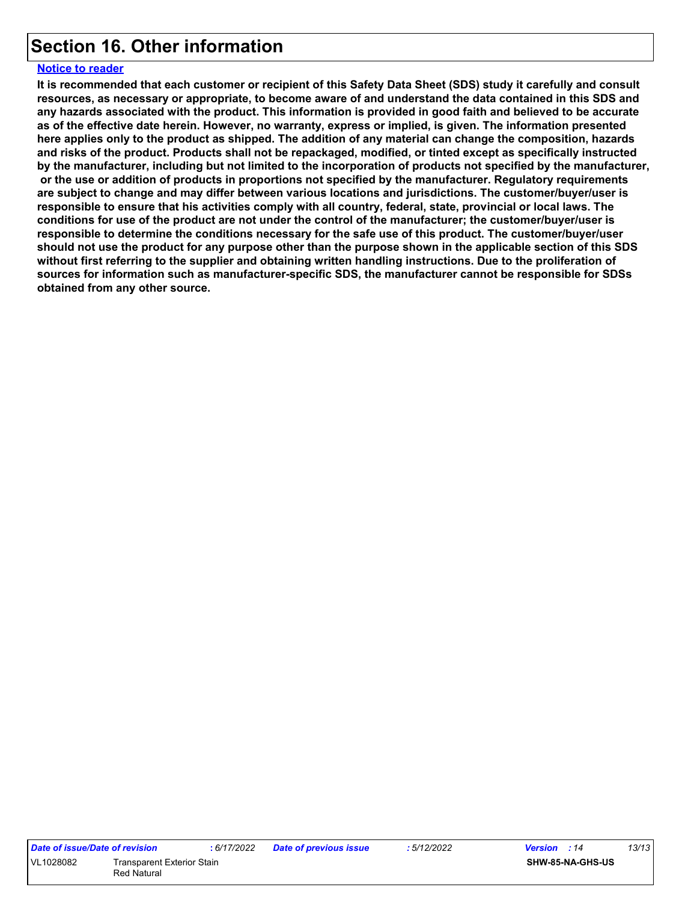# Section 16. Other information

**Notice to reader**

**It is recommended that each customer or recipient of this Safety Data Sheet (SDS) study it carefully and consult resources, as necessary or appropriate, to become aware of and understand the data contained in this SDS and any hazards associated with the product. This information is provided in good faith and believed to be accurate as of the effective date herein. However, no warranty, express or implied, is given. The information presented here applies only to the product as shipped. The addition of any material can change the composition, hazards and risks of the product. Products shall not be repackaged, modified, or tinted except as specifically instructed by the manufacturer, including but not limited to the incorporation of products not specified by the manufacturer, or the use or addition of products in proportions not specified by the manufacturer. Regulatory requirements are subject to change and may differ between various locations and jurisdictions. The customer/buyer/user is responsible to ensure that his activities comply with all country, federal, state, provincial or local laws. The conditions for use of the product are not under the control of the manufacturer; the customer/buyer/user is responsible to determine the conditions necessary for the safe use of this product. The customer/buyer/user should not use the product for any purpose other than the purpose shown in the applicable section of this SDS without first referring to the supplier and obtaining written handling instructions. Due to the proliferation of sources for information such as manufacturer-specific SDS, the manufacturer cannot be responsible for SDSs obtained from any other source.**